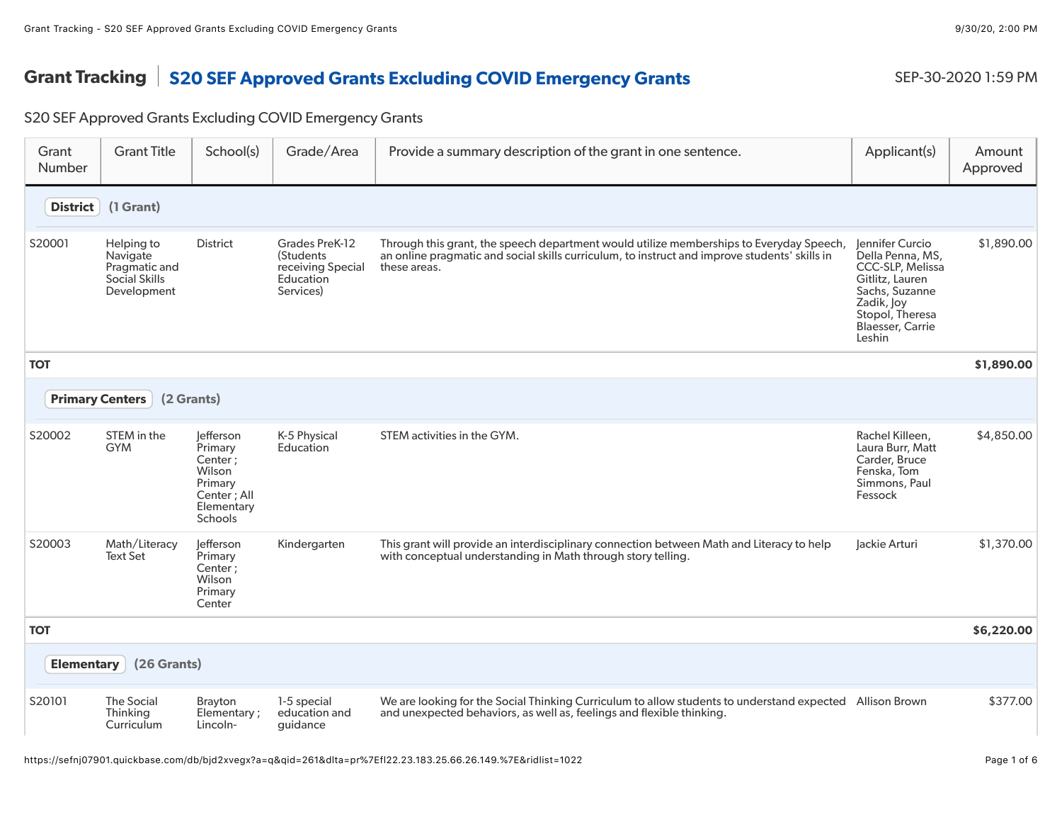# Grant Tracking | S20 SEF Approved Grants Excluding COVID Emergency Grants

SEP-30-2020 1:59 PM

S20 SEF Approved Grants Excluding COVID Emergency Grants

| Grant Number | Grant Title | School(s) | Grade/Area | Provide a summary description of the grant in one sentence. | Applicant(s) | Amount Approved |
|---|---|---|---|---|---|---|
| **District** (1 Grant) | | | | | | |
| S20001 | Helping to Navigate Pragmatic and Social Skills Development | District | Grades PreK-12 (Students receiving Special Education Services) | Through this grant, the speech department would utilize memberships to Everyday Speech, an online pragmatic and social skills curriculum, to instruct and improve students' skills in these areas. | Jennifer Curcio Della Penna, MS, CCC-SLP, Melissa Gitlitz, Lauren Sachs, Suzanne Zadik, Joy Stopol, Theresa Blaesser, Carrie Leshin | $1,890.00 |
| **TOT** | | | | | | **$1,890.00** |
| **Primary Centers** (2 Grants) | | | | | | |
| S20002 | STEM in the GYM | Jefferson Primary Center ; Wilson Primary Center ; All Elementary Schools | K-5 Physical Education | STEM activities in the GYM. | Rachel Killeen, Laura Burr, Matt Carder, Bruce Fenska, Tom Simmons, Paul Fessock | $4,850.00 |
| S20003 | Math/Literacy Text Set | Jefferson Primary Center ; Wilson Primary Center | Kindergarten | This grant will provide an interdisciplinary connection between Math and Literacy to help with conceptual understanding in Math through story telling. | Jackie Arturi | $1,370.00 |
| **TOT** | | | | | | **$6,220.00** |
| **Elementary** (26 Grants) | | | | | | |
| S20101 | The Social Thinking Curriculum | Brayton Elementary ; Lincoln- | 1-5 special education and guidance | We are looking for the Social Thinking Curriculum to allow students to understand expected and unexpected behaviors, as well as, feelings and flexible thinking. | Allison Brown | $377.00 |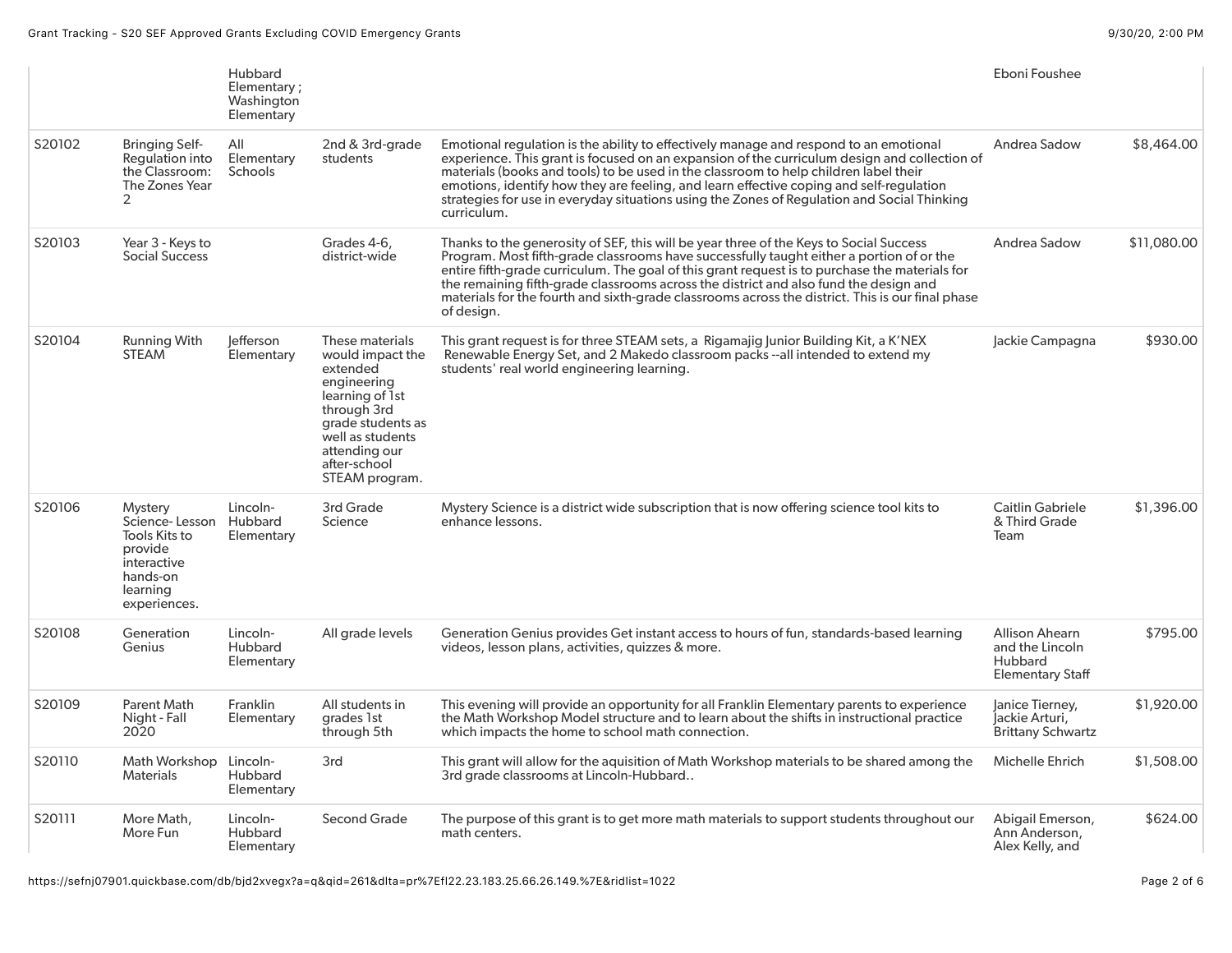| | | | | | | |
|---|---|---|---|---|---|---|
| | | Hubbard Elementary ; Washington Elementary | | | Eboni Foushee | |
| S20102 | Bringing Self-Regulation into the Classroom: The Zones Year 2 | All Elementary Schools | 2nd & 3rd-grade students | Emotional regulation is the ability to effectively manage and respond to an emotional experience. This grant is focused on an expansion of the curriculum design and collection of materials (books and tools) to be used in the classroom to help children label their emotions, identify how they are feeling, and learn effective coping and self-regulation strategies for use in everyday situations using the Zones of Regulation and Social Thinking curriculum. | Andrea Sadow | $8,464.00 |
| S20103 | Year 3 - Keys to Social Success | | Grades 4-6, district-wide | Thanks to the generosity of SEF, this will be year three of the Keys to Social Success Program. Most fifth-grade classrooms have successfully taught either a portion of or the entire fifth-grade curriculum. The goal of this grant request is to purchase the materials for the remaining fifth-grade classrooms across the district and also fund the design and materials for the fourth and sixth-grade classrooms across the district. This is our final phase of design. | Andrea Sadow | $11,080.00 |
| S20104 | Running With STEAM | Jefferson Elementary | These materials would impact the extended engineering learning of 1st through 3rd grade students as well as students attending our after-school STEAM program. | This grant request is for three STEAM sets, a Rigamajig Junior Building Kit, a K'NEX Renewable Energy Set, and 2 Makedo classroom packs --all intended to extend my students' real world engineering learning. | Jackie Campagna | $930.00 |
| S20106 | Mystery Science- Lesson Tools Kits to provide interactive hands-on learning experiences. | Lincoln-Hubbard Elementary | 3rd Grade Science | Mystery Science is a district wide subscription that is now offering science tool kits to enhance lessons. | Caitlin Gabriele & Third Grade Team | $1,396.00 |
| S20108 | Generation Genius | Lincoln-Hubbard Elementary | All grade levels | Generation Genius provides Get instant access to hours of fun, standards-based learning videos, lesson plans, activities, quizzes & more. | Allison Ahearn and the Lincoln Hubbard Elementary Staff | $795.00 |
| S20109 | Parent Math Night - Fall 2020 | Franklin Elementary | All students in grades 1st through 5th | This evening will provide an opportunity for all Franklin Elementary parents to experience the Math Workshop Model structure and to learn about the shifts in instructional practice which impacts the home to school math connection. | Janice Tierney, Jackie Arturi, Brittany Schwartz | $1,920.00 |
| S20110 | Math Workshop Materials | Lincoln-Hubbard Elementary | 3rd | This grant will allow for the aquisition of Math Workshop materials to be shared among the 3rd grade classrooms at Lincoln-Hubbard.. | Michelle Ehrich | $1,508.00 |
| S20111 | More Math, More Fun | Lincoln-Hubbard Elementary | Second Grade | The purpose of this grant is to get more math materials to support students throughout our math centers. | Abigail Emerson, Ann Anderson, Alex Kelly, and | $624.00 |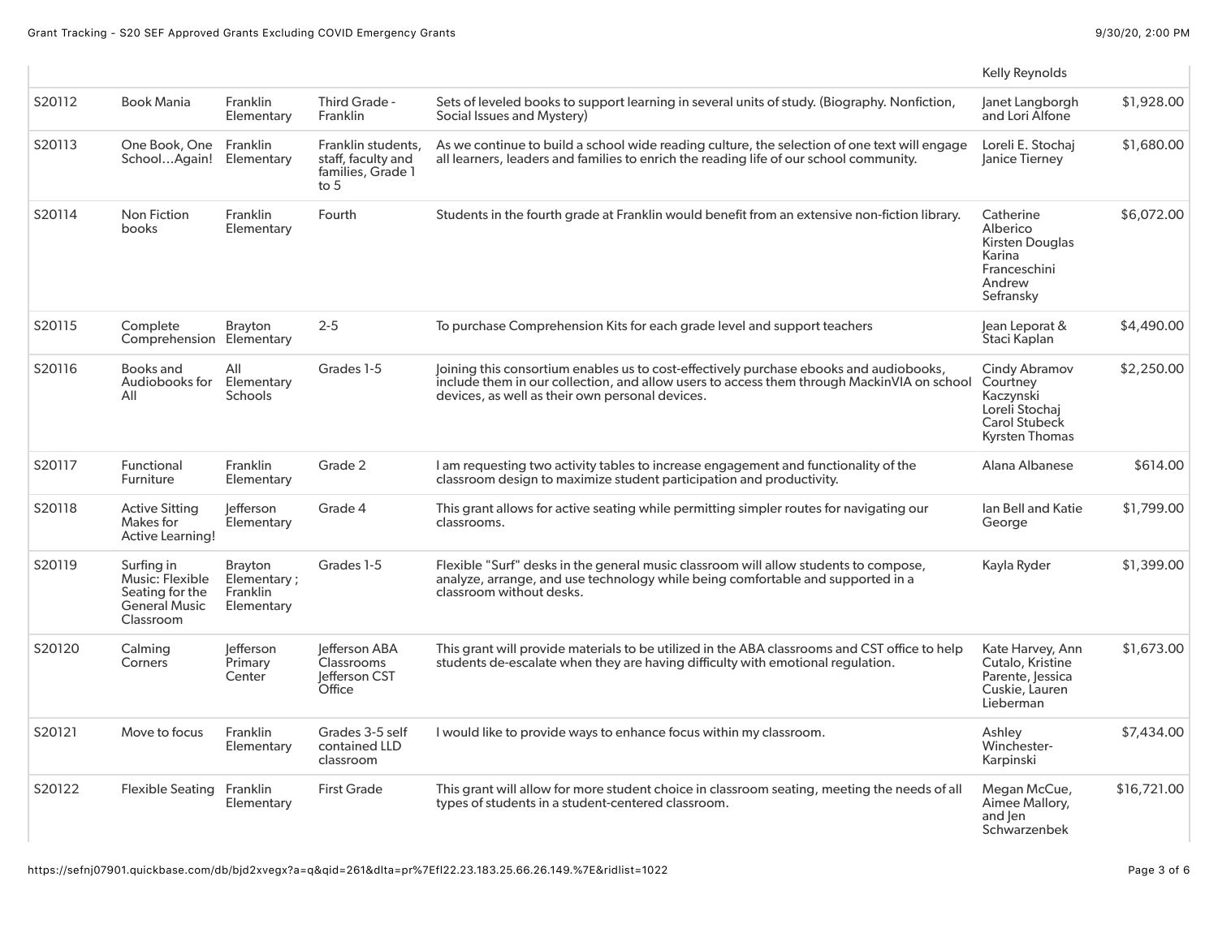| | | | | | | |
|---|---|---|---|---|---|---|
| | | | | | Kelly Reynolds | |
| S20112 | Book Mania | Franklin Elementary | Third Grade - Franklin | Sets of leveled books to support learning in several units of study. (Biography. Nonfiction, Social Issues and Mystery) | Janet Langborgh and Lori Alfone | $1,928.00 |
| S20113 | One Book, One School…Again! | Franklin Elementary | Franklin students, staff, faculty and families, Grade 1 to 5 | As we continue to build a school wide reading culture, the selection of one text will engage all learners, leaders and families to enrich the reading life of our school community. | Loreli E. Stochaj Janice Tierney | $1,680.00 |
| S20114 | Non Fiction books | Franklin Elementary | Fourth | Students in the fourth grade at Franklin would benefit from an extensive non-fiction library. | Catherine Alberico Kirsten Douglas Karina Franceschini Andrew Sefransky | $6,072.00 |
| S20115 | Complete Comprehension | Brayton Elementary | 2-5 | To purchase Comprehension Kits for each grade level and support teachers | Jean Leporat & Staci Kaplan | $4,490.00 |
| S20116 | Books and Audiobooks for All | All Elementary Schools | Grades 1-5 | Joining this consortium enables us to cost-effectively purchase ebooks and audiobooks, include them in our collection, and allow users to access them through MackinVIA on school devices, as well as their own personal devices. | Cindy Abramov Courtney Kaczynski Loreli Stochaj Carol Stubeck Kyrsten Thomas | $2,250.00 |
| S20117 | Functional Furniture | Franklin Elementary | Grade 2 | I am requesting two activity tables to increase engagement and functionality of the classroom design to maximize student participation and productivity. | Alana Albanese | $614.00 |
| S20118 | Active Sitting Makes for Active Learning! | Jefferson Elementary | Grade 4 | This grant allows for active seating while permitting simpler routes for navigating our classrooms. | Ian Bell and Katie George | $1,799.00 |
| S20119 | Surfing in Music: Flexible Seating for the General Music Classroom | Brayton Elementary ; Franklin Elementary | Grades 1-5 | Flexible "Surf" desks in the general music classroom will allow students to compose, analyze, arrange, and use technology while being comfortable and supported in a classroom without desks. | Kayla Ryder | $1,399.00 |
| S20120 | Calming Corners | Jefferson Primary Center | Jefferson ABA Classrooms Jefferson CST Office | This grant will provide materials to be utilized in the ABA classrooms and CST office to help students de-escalate when they are having difficulty with emotional regulation. | Kate Harvey, Ann Cutalo, Kristine Parente, Jessica Cuskie, Lauren Lieberman | $1,673.00 |
| S20121 | Move to focus | Franklin Elementary | Grades 3-5 self contained LLD classroom | I would like to provide ways to enhance focus within my classroom. | Ashley Winchester-Karpinski | $7,434.00 |
| S20122 | Flexible Seating | Franklin Elementary | First Grade | This grant will allow for more student choice in classroom seating, meeting the needs of all types of students in a student-centered classroom. | Megan McCue, Aimee Mallory, and Jen Schwarzenbek | $16,721.00 |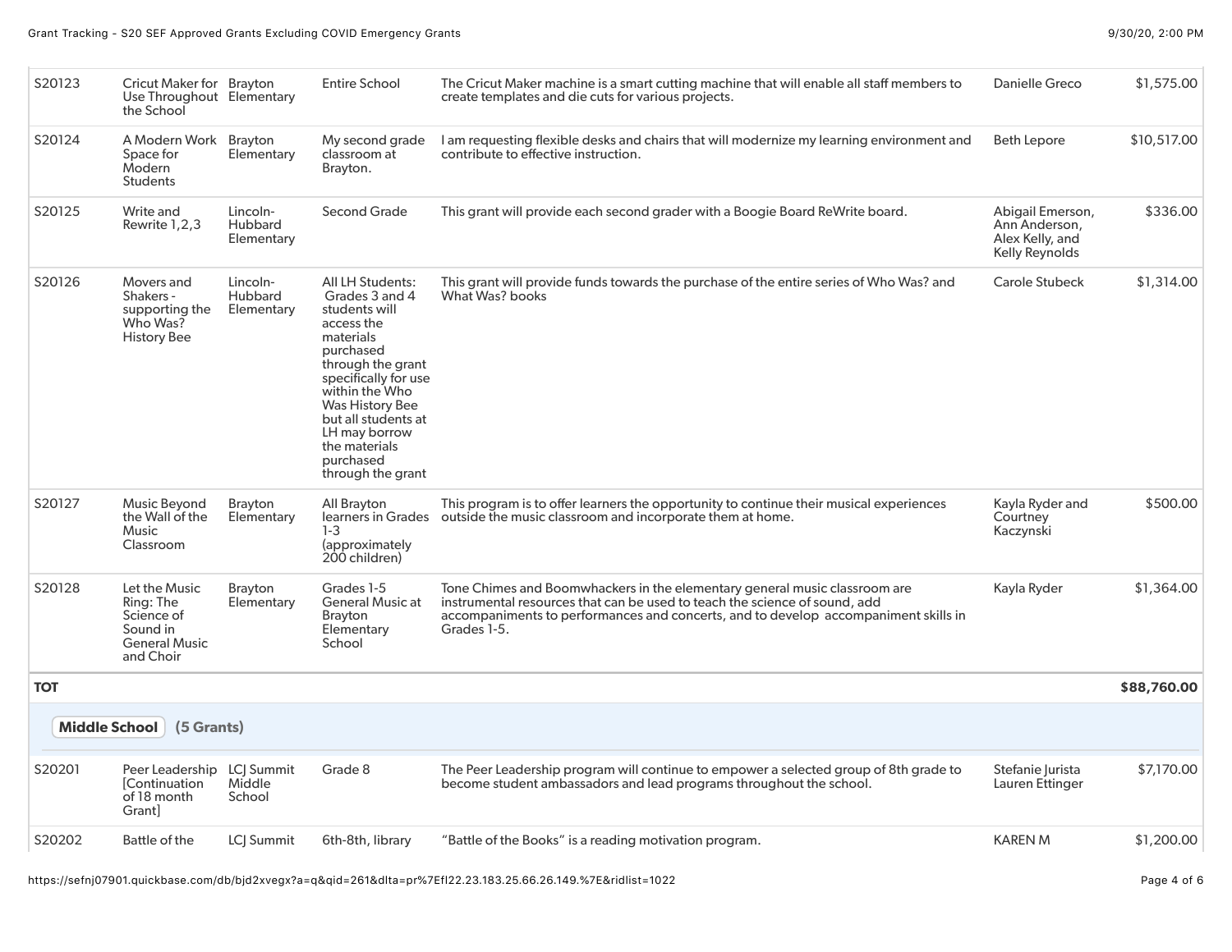| | | | | | | |
|---|---|---|---|---|---|---|
| S20123 | Cricut Maker for Use Throughout the School | Brayton Elementary | Entire School | The Cricut Maker machine is a smart cutting machine that will enable all staff members to create templates and die cuts for various projects. | Danielle Greco | $1,575.00 |
| S20124 | A Modern Work Space for Modern Students | Brayton Elementary | My second grade classroom at Brayton. | I am requesting flexible desks and chairs that will modernize my learning environment and contribute to effective instruction. | Beth Lepore | $10,517.00 |
| S20125 | Write and Rewrite 1,2,3 | Lincoln-Hubbard Elementary | Second Grade | This grant will provide each second grader with a Boogie Board ReWrite board. | Abigail Emerson, Ann Anderson, Alex Kelly, and Kelly Reynolds | $336.00 |
| S20126 | Movers and Shakers - supporting the Who Was? History Bee | Lincoln-Hubbard Elementary | All LH Students: Grades 3 and 4 students will access the materials purchased through the grant specifically for use within the Who Was History Bee but all students at LH may borrow the materials purchased through the grant | This grant will provide funds towards the purchase of the entire series of Who Was? and What Was? books | Carole Stubeck | $1,314.00 |
| S20127 | Music Beyond the Wall of the Music Classroom | Brayton Elementary | All Brayton learners in Grades 1-3 (approximately 200 children) | This program is to offer learners the opportunity to continue their musical experiences outside the music classroom and incorporate them at home. | Kayla Ryder and Courtney Kaczynski | $500.00 |
| S20128 | Let the Music Ring: The Science of Sound in General Music and Choir | Brayton Elementary | Grades 1-5 General Music at Brayton Elementary School | Tone Chimes and Boomwhackers in the elementary general music classroom are instrumental resources that can be used to teach the science of sound, add accompaniments to performances and concerts, and to develop accompaniment skills in Grades 1-5. | Kayla Ryder | $1,364.00 |
| **TOT** | | | | | | **$88,760.00** |

**Middle School** (5 Grants)

| | | | | | | |
|---|---|---|---|---|---|---|
| S20201 | Peer Leadership [Continuation of 18 month Grant] | LCJ Summit Middle School | Grade 8 | The Peer Leadership program will continue to empower a selected group of 8th grade to become student ambassadors and lead programs throughout the school. | Stefanie Jurista Lauren Ettinger | $7,170.00 |
| S20202 | Battle of the | LCJ Summit | 6th-8th, library | "Battle of the Books" is a reading motivation program. | KAREN M | $1,200.00 |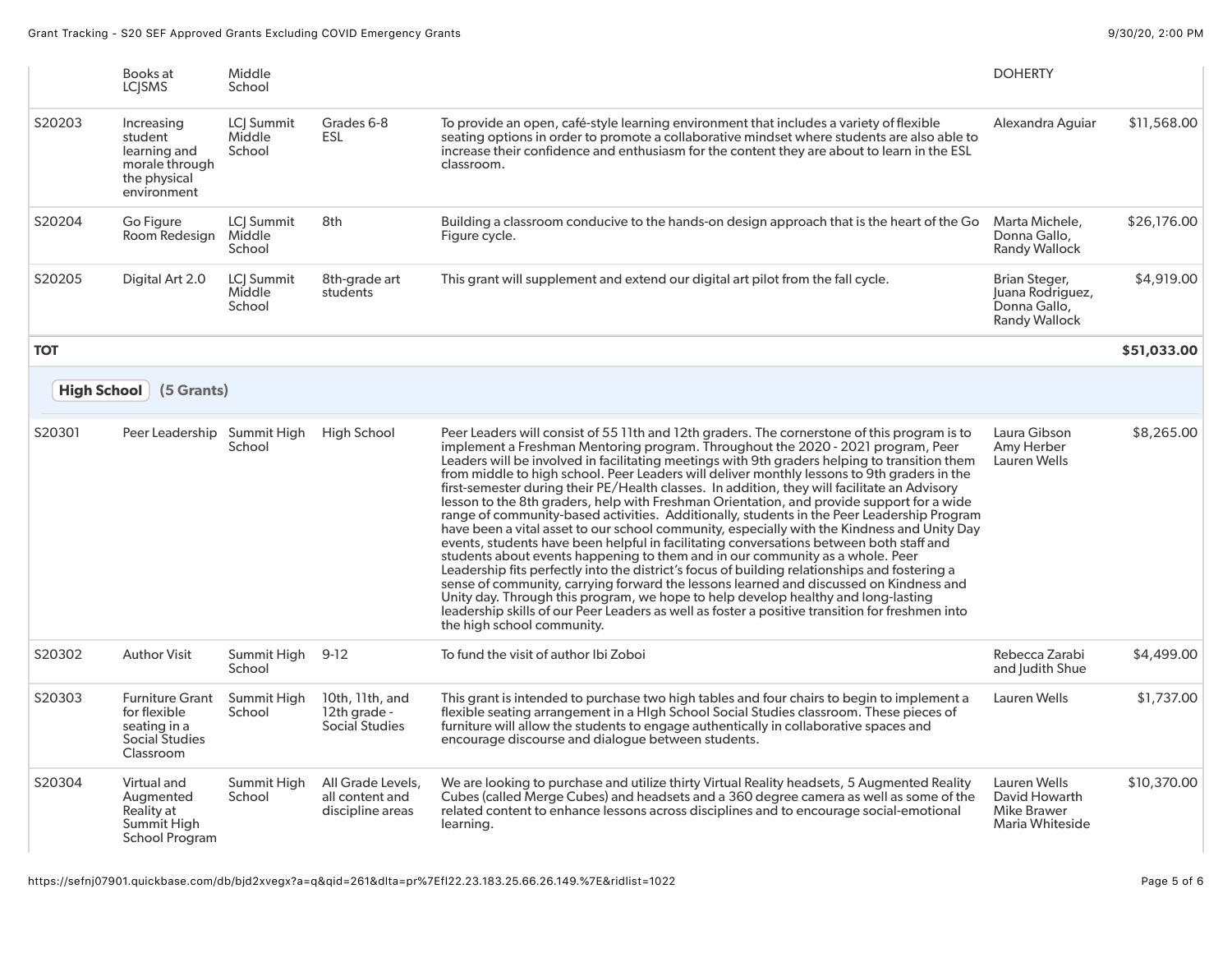| | | | | | | |
|---|---|---|---|---|---|---|
| | Books at LCJSMS | Middle School | | | DOHERTY | |
| S20203 | Increasing student learning and morale through the physical environment | LCJ Summit Middle School | Grades 6-8 ESL | To provide an open, café-style learning environment that includes a variety of flexible seating options in order to promote a collaborative mindset where students are also able to increase their confidence and enthusiasm for the content they are about to learn in the ESL classroom. | Alexandra Aguiar | $11,568.00 |
| S20204 | Go Figure Room Redesign | LCJ Summit Middle School | 8th | Building a classroom conducive to the hands-on design approach that is the heart of the Go Figure cycle. | Marta Michele, Donna Gallo, Randy Wallock | $26,176.00 |
| S20205 | Digital Art 2.0 | LCJ Summit Middle School | 8th-grade art students | This grant will supplement and extend our digital art pilot from the fall cycle. | Brian Steger, Juana Rodriguez, Donna Gallo, Randy Wallock | $4,919.00 |
| **TOT** | | | | | | **$51,033.00** |

**High School** **(5 Grants)**

| | | | | | | |
|---|---|---|---|---|---|---|
| S20301 | Peer Leadership | Summit High School | High School | Peer Leaders will consist of 55 11th and 12th graders. The cornerstone of this program is to implement a Freshman Mentoring program. Throughout the 2020 - 2021 program, Peer Leaders will be involved in facilitating meetings with 9th graders helping to transition them from middle to high school. Peer Leaders will deliver monthly lessons to 9th graders in the first-semester during their PE/Health classes. In addition, they will facilitate an Advisory lesson to the 8th graders, help with Freshman Orientation, and provide support for a wide range of community-based activities. Additionally, students in the Peer Leadership Program have been a vital asset to our school community, especially with the Kindness and Unity Day events, students have been helpful in facilitating conversations between both staff and students about events happening to them and in our community as a whole. Peer Leadership fits perfectly into the district's focus of building relationships and fostering a sense of community, carrying forward the lessons learned and discussed on Kindness and Unity day. Through this program, we hope to help develop healthy and long-lasting leadership skills of our Peer Leaders as well as foster a positive transition for freshmen into the high school community. | Laura Gibson Amy Herber Lauren Wells | $8,265.00 |
| S20302 | Author Visit | Summit High School | 9-12 | To fund the visit of author Ibi Zoboi | Rebecca Zarabi and Judith Shue | $4,499.00 |
| S20303 | Furniture Grant for flexible seating in a Social Studies Classroom | Summit High School | 10th, 11th, and 12th grade - Social Studies | This grant is intended to purchase two high tables and four chairs to begin to implement a flexible seating arrangement in a HIgh School Social Studies classroom. These pieces of furniture will allow the students to engage authentically in collaborative spaces and encourage discourse and dialogue between students. | Lauren Wells | $1,737.00 |
| S20304 | Virtual and Augmented Reality at Summit High School Program | Summit High School | All Grade Levels, all content and discipline areas | We are looking to purchase and utilize thirty Virtual Reality headsets, 5 Augmented Reality Cubes (called Merge Cubes) and headsets and a 360 degree camera as well as some of the related content to enhance lessons across disciplines and to encourage social-emotional learning. | Lauren Wells David Howarth Mike Brawer Maria Whiteside | $10,370.00 |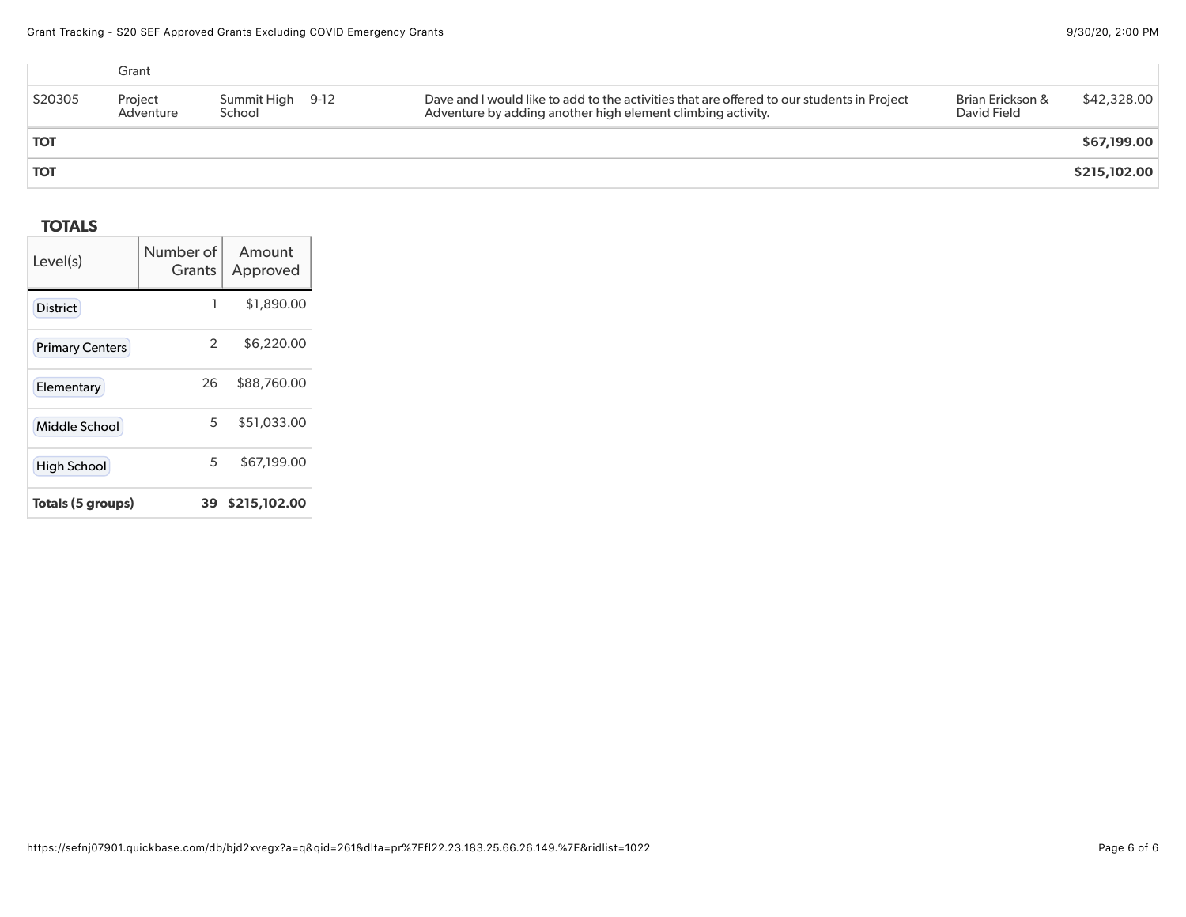| | | | | | | |
|---|---|---|---|---|---|---|
| | Grant | | | | | |
| S20305 | Project Adventure | Summit High School | 9-12 | Dave and I would like to add to the activities that are offered to our students in Project Adventure by adding another high element climbing activity. | Brian Erickson & David Field | $42,328.00 |
| **TOT** | | | | | | **$67,199.00** |
| **TOT** | | | | | | **$215,102.00** |

## TOTALS

| Level(s) | Number of Grants | Amount Approved |
|---|---|---|
| District | 1 | $1,890.00 |
| Primary Centers | 2 | $6,220.00 |
| Elementary | 26 | $88,760.00 |
| Middle School | 5 | $51,033.00 |
| High School | 5 | $67,199.00 |
| **Totals (5 groups)** | **39** | **$215,102.00** |